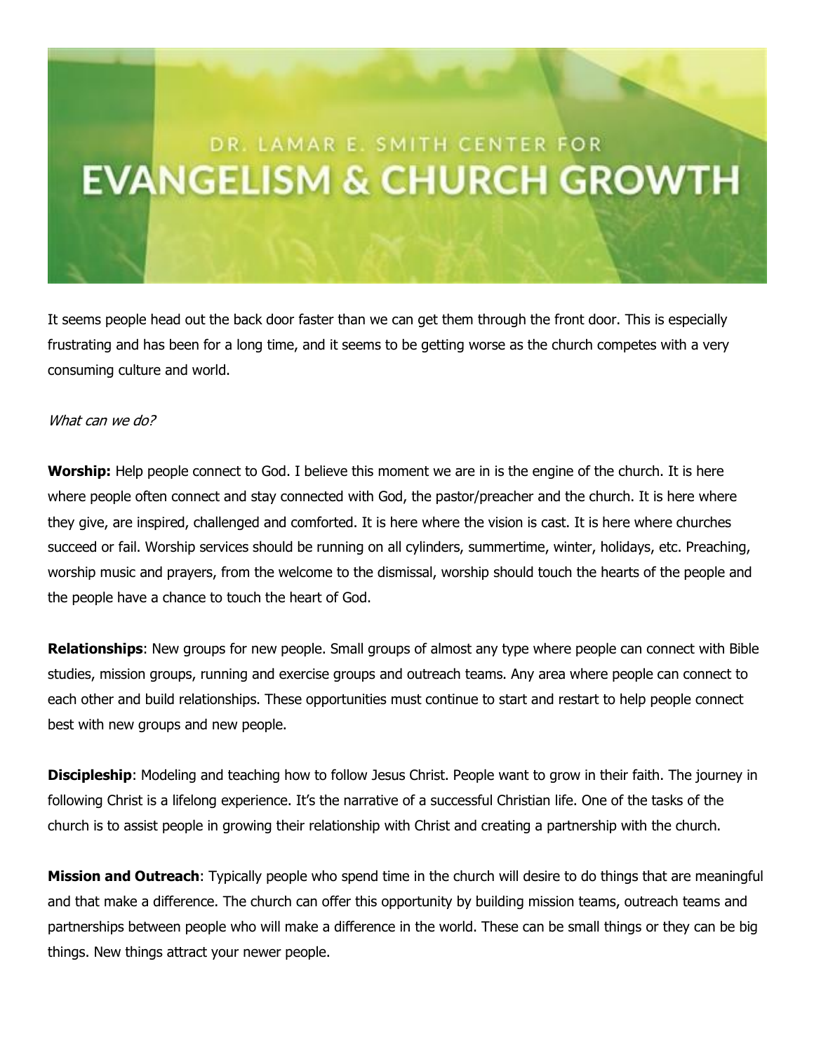# DR. LAMAR E. SMITH CENTER FOR EVANGELISM & CHURCH GROWTH

It seems people head out the back door faster than we can get them through the front door. This is especially frustrating and has been for a long time, and it seems to be getting worse as the church competes with a very consuming culture and world.

*What can we do?*

**Worship:** Help people connect to God. I believe this moment we are in is the engine of the church. It is here where people often connect and stay connected with God, the pastor/preacher and the church. It is here where they give, are inspired, challenged and comforted. It is here where the vision is cast. It is here where churches succeed or fail. Worship services should be running on all cylinders, summertime, winter, holidays, etc. Preaching, worship music and prayers, from the welcome to the dismissal, worship should touch the hearts of the people and the people have a chance to touch the heart of God.

**Relationships**: New groups for new people. Small groups of almost any type where people can connect with Bible studies, mission groups, running and exercise groups and outreach teams. Any area where people can connect to each other and build relationships. These opportunities must continue to start and restart to help people connect best with new groups and new people.

**Discipleship**: Modeling and teaching how to follow Jesus Christ. People want to grow in their faith. The journey in following Christ is a lifelong experience. It's the narrative of a successful Christian life. One of the tasks of the church is to assist people in growing their relationship with Christ and creating a partnership with the church.

**Mission and Outreach**: Typically people who spend time in the church will desire to do things that are meaningful and that make a difference. The church can offer this opportunity by building mission teams, outreach teams and partnerships between people who will make a difference in the world. These can be small things or they can be big things. New things attract your newer people.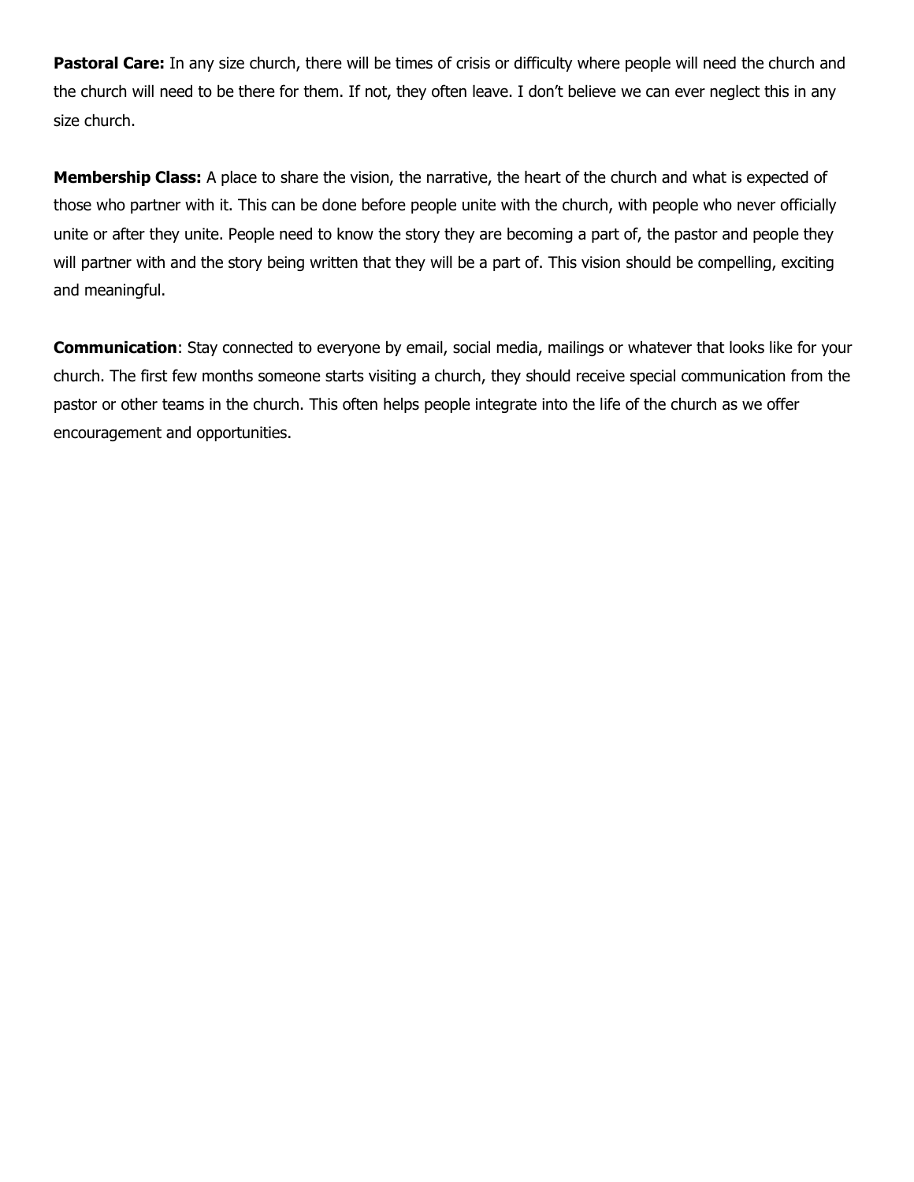**Pastoral Care:** In any size church, there will be times of crisis or difficulty where people will need the church and the church will need to be there for them. If not, they often leave. I don't believe we can ever neglect this in any size church.

**Membership Class:** A place to share the vision, the narrative, the heart of the church and what is expected of those who partner with it. This can be done before people unite with the church, with people who never officially unite or after they unite. People need to know the story they are becoming a part of, the pastor and people they will partner with and the story being written that they will be a part of. This vision should be compelling, exciting and meaningful.

**Communication**: Stay connected to everyone by email, social media, mailings or whatever that looks like for your church. The first few months someone starts visiting a church, they should receive special communication from the pastor or other teams in the church. This often helps people integrate into the life of the church as we offer encouragement and opportunities.